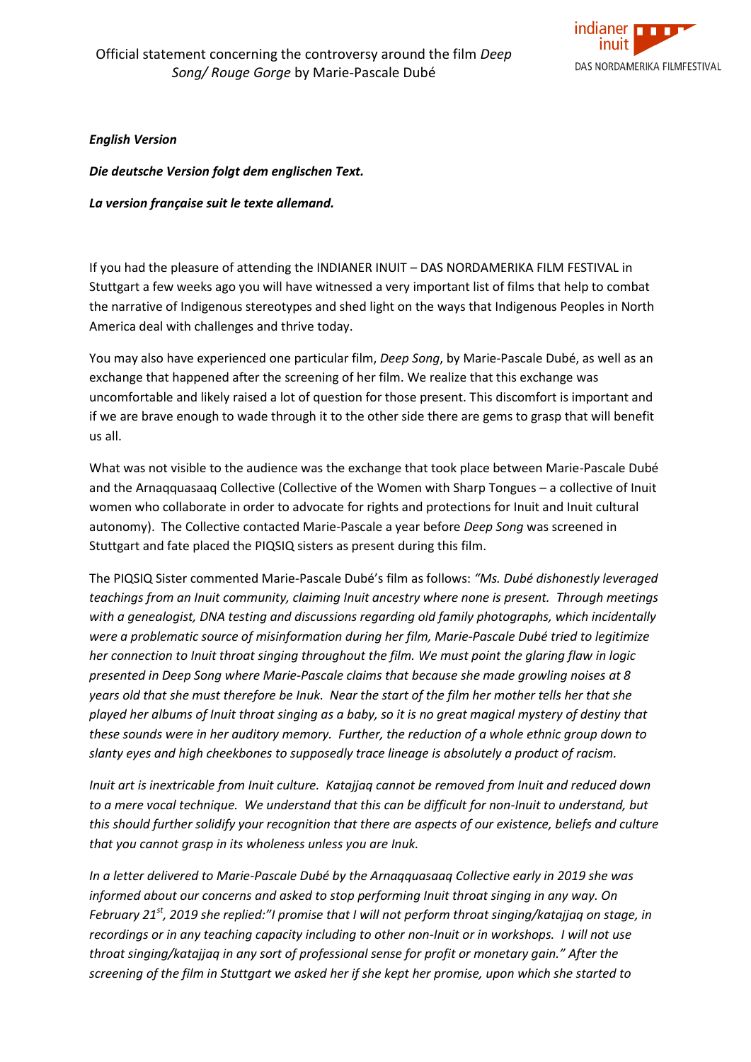# Official statement concerning the controversy around the film *Deep Song/ Rouge Gorge* by Marie-Pascale Dubé

***English Version***

***Die deutsche Version folgt dem englischen Text.***

***La version française suit le texte allemand.***

If you had the pleasure of attending the INDIANER INUIT – DAS NORDAMERIKA FILM FESTIVAL in Stuttgart a few weeks ago you will have witnessed a very important list of films that help to combat the narrative of Indigenous stereotypes and shed light on the ways that Indigenous Peoples in North America deal with challenges and thrive today.

You may also have experienced one particular film, *Deep Song*, by Marie-Pascale Dubé, as well as an exchange that happened after the screening of her film. We realize that this exchange was uncomfortable and likely raised a lot of question for those present. This discomfort is important and if we are brave enough to wade through it to the other side there are gems to grasp that will benefit us all.

What was not visible to the audience was the exchange that took place between Marie-Pascale Dubé and the Arnaqquasaaq Collective (Collective of the Women with Sharp Tongues – a collective of Inuit women who collaborate in order to advocate for rights and protections for Inuit and Inuit cultural autonomy). The Collective contacted Marie-Pascale a year before *Deep Song* was screened in Stuttgart and fate placed the PIQSIQ sisters as present during this film.

The PIQSIQ Sister commented Marie-Pascale Dubé's film as follows: *"Ms. Dubé dishonestly leveraged teachings from an Inuit community, claiming Inuit ancestry where none is present. Through meetings with a genealogist, DNA testing and discussions regarding old family photographs, which incidentally were a problematic source of misinformation during her film, Marie-Pascale Dubé tried to legitimize her connection to Inuit throat singing throughout the film. We must point the glaring flaw in logic presented in Deep Song where Marie-Pascale claims that because she made growling noises at 8 years old that she must therefore be Inuk. Near the start of the film her mother tells her that she played her albums of Inuit throat singing as a baby, so it is no great magical mystery of destiny that these sounds were in her auditory memory. Further, the reduction of a whole ethnic group down to slanty eyes and high cheekbones to supposedly trace lineage is absolutely a product of racism.*

*Inuit art is inextricable from Inuit culture. Katajjaq cannot be removed from Inuit and reduced down to a mere vocal technique. We understand that this can be difficult for non-Inuit to understand, but this should further solidify your recognition that there are aspects of our existence, beliefs and culture that you cannot grasp in its wholeness unless you are Inuk.*

*In a letter delivered to Marie-Pascale Dubé by the Arnaqquasaaq Collective early in 2019 she was informed about our concerns and asked to stop performing Inuit throat singing in any way. On February 21st, 2019 she replied:"I promise that I will not perform throat singing/katajjaq on stage, in recordings or in any teaching capacity including to other non-Inuit or in workshops. I will not use throat singing/katajjaq in any sort of professional sense for profit or monetary gain." After the screening of the film in Stuttgart we asked her if she kept her promise, upon which she started to*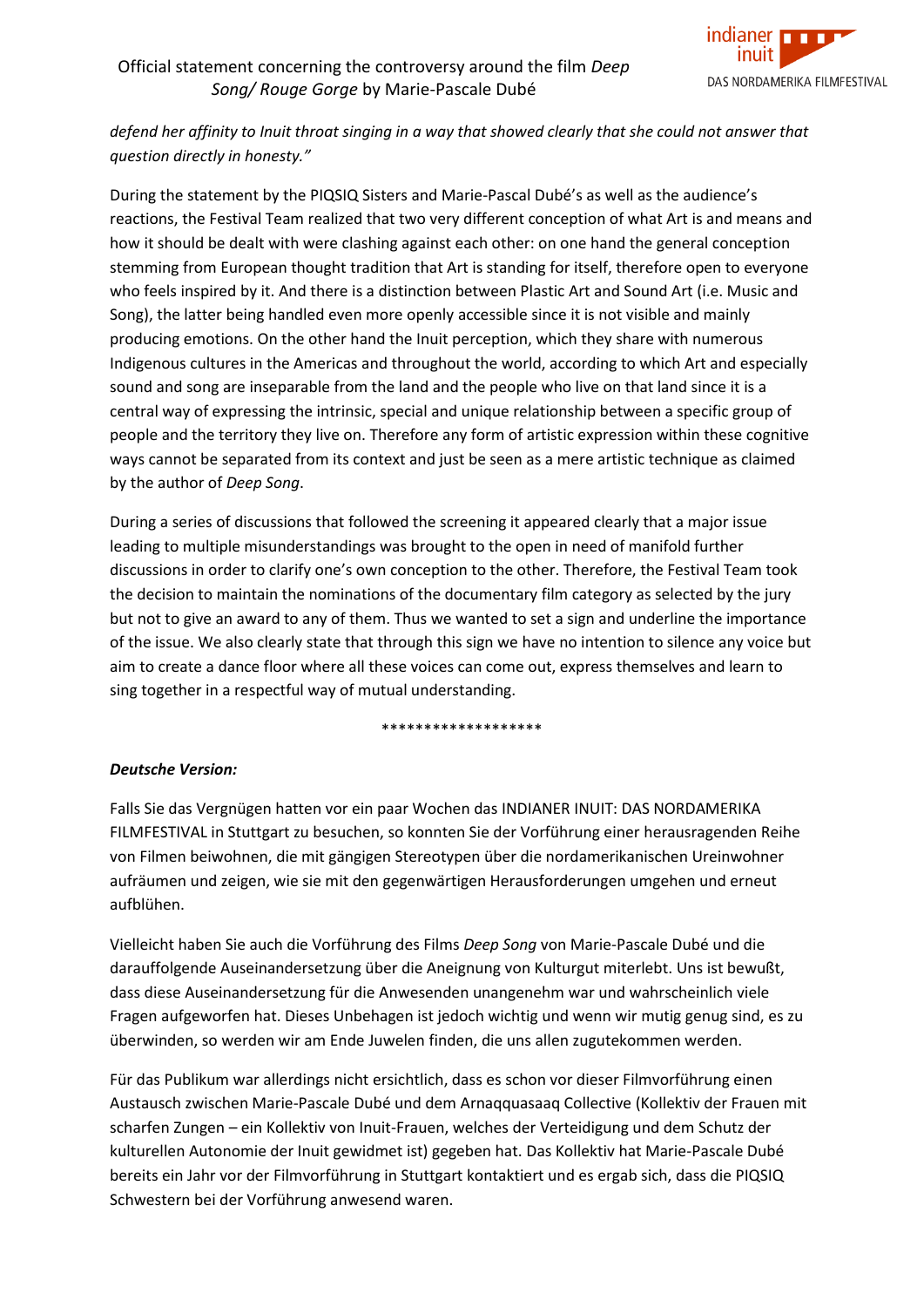*defend her affinity to Inuit throat singing in a way that showed clearly that she could not answer that question directly in honesty."*

During the statement by the PIQSIQ Sisters and Marie-Pascal Dubé's as well as the audience's reactions, the Festival Team realized that two very different conception of what Art is and means and how it should be dealt with were clashing against each other: on one hand the general conception stemming from European thought tradition that Art is standing for itself, therefore open to everyone who feels inspired by it. And there is a distinction between Plastic Art and Sound Art (i.e. Music and Song), the latter being handled even more openly accessible since it is not visible and mainly producing emotions. On the other hand the Inuit perception, which they share with numerous Indigenous cultures in the Americas and throughout the world, according to which Art and especially sound and song are inseparable from the land and the people who live on that land since it is a central way of expressing the intrinsic, special and unique relationship between a specific group of people and the territory they live on. Therefore any form of artistic expression within these cognitive ways cannot be separated from its context and just be seen as a mere artistic technique as claimed by the author of *Deep Song*.

During a series of discussions that followed the screening it appeared clearly that a major issue leading to multiple misunderstandings was brought to the open in need of manifold further discussions in order to clarify one's own conception to the other. Therefore, the Festival Team took the decision to maintain the nominations of the documentary film category as selected by the jury but not to give an award to any of them. Thus we wanted to set a sign and underline the importance of the issue. We also clearly state that through this sign we have no intention to silence any voice but aim to create a dance floor where all these voices can come out, express themselves and learn to sing together in a respectful way of mutual understanding.

*******************

***Deutsche Version:***

Falls Sie das Vergnügen hatten vor ein paar Wochen das INDIANER INUIT: DAS NORDAMERIKA FILMFESTIVAL in Stuttgart zu besuchen, so konnten Sie der Vorführung einer herausragenden Reihe von Filmen beiwohnen, die mit gängigen Stereotypen über die nordamerikanischen Ureinwohner aufräumen und zeigen, wie sie mit den gegenwärtigen Herausforderungen umgehen und erneut aufblühen.

Vielleicht haben Sie auch die Vorführung des Films *Deep Song* von Marie-Pascale Dubé und die darauffolgende Auseinandersetzung über die Aneignung von Kulturgut miterlebt. Uns ist bewußt, dass diese Auseinandersetzung für die Anwesenden unangenehm war und wahrscheinlich viele Fragen aufgeworfen hat. Dieses Unbehagen ist jedoch wichtig und wenn wir mutig genug sind, es zu überwinden, so werden wir am Ende Juwelen finden, die uns allen zugutekommen werden.

Für das Publikum war allerdings nicht ersichtlich, dass es schon vor dieser Filmvorführung einen Austausch zwischen Marie-Pascale Dubé und dem Arnaqquasaaq Collective (Kollektiv der Frauen mit scharfen Zungen – ein Kollektiv von Inuit-Frauen, welches der Verteidigung und dem Schutz der kulturellen Autonomie der Inuit gewidmet ist) gegeben hat. Das Kollektiv hat Marie-Pascale Dubé bereits ein Jahr vor der Filmvorführung in Stuttgart kontaktiert und es ergab sich, dass die PIQSIQ Schwestern bei der Vorführung anwesend waren.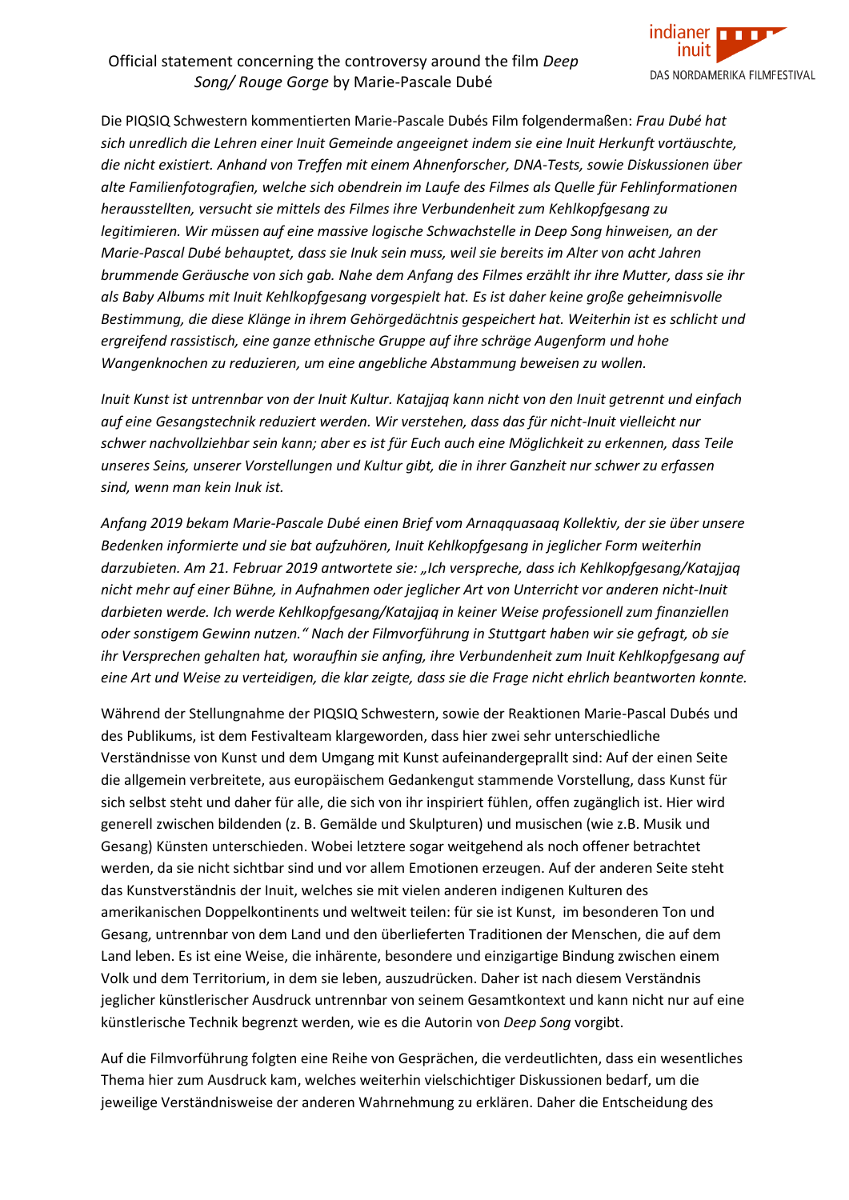Official statement concerning the controversy around the film *Deep Song/ Rouge Gorge* by Marie-Pascale Dubé

Die PIQSIQ Schwestern kommentierten Marie-Pascale Dubés Film folgendermaßen: *Frau Dubé hat sich unredlich die Lehren einer Inuit Gemeinde angeeignet indem sie eine Inuit Herkunft vortäuschte, die nicht existiert. Anhand von Treffen mit einem Ahnenforscher, DNA-Tests, sowie Diskussionen über alte Familienfotografien, welche sich obendrein im Laufe des Filmes als Quelle für Fehlinformationen herausstellten, versucht sie mittels des Filmes ihre Verbundenheit zum Kehlkopfgesang zu legitimieren. Wir müssen auf eine massive logische Schwachstelle in Deep Song hinweisen, an der Marie-Pascal Dubé behauptet, dass sie Inuk sein muss, weil sie bereits im Alter von acht Jahren brummende Geräusche von sich gab. Nahe dem Anfang des Filmes erzählt ihr ihre Mutter, dass sie ihr als Baby Albums mit Inuit Kehlkopfgesang vorgespielt hat. Es ist daher keine große geheimnisvolle Bestimmung, die diese Klänge in ihrem Gehörgedächtnis gespeichert hat. Weiterhin ist es schlicht und ergreifend rassistisch, eine ganze ethnische Gruppe auf ihre schräge Augenform und hohe Wangenknochen zu reduzieren, um eine angebliche Abstammung beweisen zu wollen.*

*Inuit Kunst ist untrennbar von der Inuit Kultur. Katajjaq kann nicht von den Inuit getrennt und einfach auf eine Gesangstechnik reduziert werden. Wir verstehen, dass das für nicht-Inuit vielleicht nur schwer nachvollziehbar sein kann; aber es ist für Euch auch eine Möglichkeit zu erkennen, dass Teile unseres Seins, unserer Vorstellungen und Kultur gibt, die in ihrer Ganzheit nur schwer zu erfassen sind, wenn man kein Inuk ist.*

*Anfang 2019 bekam Marie-Pascale Dubé einen Brief vom Arnaqquasaaq Kollektiv, der sie über unsere Bedenken informierte und sie bat aufzuhören, Inuit Kehlkopfgesang in jeglicher Form weiterhin darzubieten. Am 21. Februar 2019 antwortete sie: „Ich verspreche, dass ich Kehlkopfgesang/Katajjaq nicht mehr auf einer Bühne, in Aufnahmen oder jeglicher Art von Unterricht vor anderen nicht-Inuit darbieten werde. Ich werde Kehlkopfgesang/Katajjaq in keiner Weise professionell zum finanziellen oder sonstigem Gewinn nutzen." Nach der Filmvorführung in Stuttgart haben wir sie gefragt, ob sie ihr Versprechen gehalten hat, woraufhin sie anfing, ihre Verbundenheit zum Inuit Kehlkopfgesang auf eine Art und Weise zu verteidigen, die klar zeigte, dass sie die Frage nicht ehrlich beantworten konnte.*

Während der Stellungnahme der PIQSIQ Schwestern, sowie der Reaktionen Marie-Pascal Dubés und des Publikums, ist dem Festivalteam klargeworden, dass hier zwei sehr unterschiedliche Verständnisse von Kunst und dem Umgang mit Kunst aufeinandergeprallt sind: Auf der einen Seite die allgemein verbreitete, aus europäischem Gedankengut stammende Vorstellung, dass Kunst für sich selbst steht und daher für alle, die sich von ihr inspiriert fühlen, offen zugänglich ist. Hier wird generell zwischen bildenden (z. B. Gemälde und Skulpturen) und musischen (wie z.B. Musik und Gesang) Künsten unterschieden. Wobei letztere sogar weitgehend als noch offener betrachtet werden, da sie nicht sichtbar sind und vor allem Emotionen erzeugen. Auf der anderen Seite steht das Kunstverständnis der Inuit, welches sie mit vielen anderen indigenen Kulturen des amerikanischen Doppelkontinents und weltweit teilen: für sie ist Kunst, im besonderen Ton und Gesang, untrennbar von dem Land und den überlieferten Traditionen der Menschen, die auf dem Land leben. Es ist eine Weise, die inhärente, besondere und einzigartige Bindung zwischen einem Volk und dem Territorium, in dem sie leben, auszudrücken. Daher ist nach diesem Verständnis jeglicher künstlerischer Ausdruck untrennbar von seinem Gesamtkontext und kann nicht nur auf eine künstlerische Technik begrenzt werden, wie es die Autorin von *Deep Song* vorgibt.

Auf die Filmvorführung folgten eine Reihe von Gesprächen, die verdeutlichten, dass ein wesentliches Thema hier zum Ausdruck kam, welches weiterhin vielschichtiger Diskussionen bedarf, um die jeweilige Verständnisweise der anderen Wahrnehmung zu erklären. Daher die Entscheidung des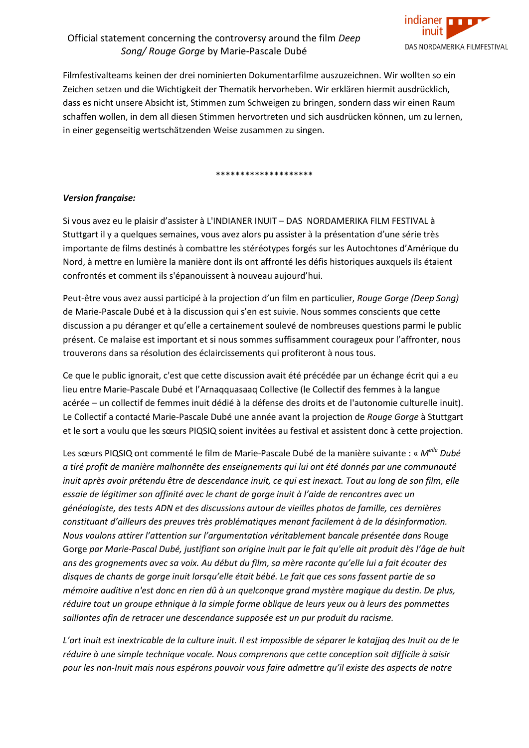Filmfestivalteams keinen der drei nominierten Dokumentarfilme auszuzeichnen. Wir wollten so ein Zeichen setzen und die Wichtigkeit der Thematik hervorheben. Wir erklären hiermit ausdrücklich, dass es nicht unsere Absicht ist, Stimmen zum Schweigen zu bringen, sondern dass wir einen Raum schaffen wollen, in dem all diesen Stimmen hervortreten und sich ausdrücken können, um zu lernen, in einer gegenseitig wertschätzenden Weise zusammen zu singen.

********************

***Version française:***

Si vous avez eu le plaisir d'assister à L'INDIANER INUIT – DAS NORDAMERIKA FILM FESTIVAL à Stuttgart il y a quelques semaines, vous avez alors pu assister à la présentation d'une série très importante de films destinés à combattre les stéréotypes forgés sur les Autochtones d'Amérique du Nord, à mettre en lumière la manière dont ils ont affronté les défis historiques auxquels ils étaient confrontés et comment ils s'épanouissent à nouveau aujourd'hui.

Peut-être vous avez aussi participé à la projection d'un film en particulier, *Rouge Gorge (Deep Song)* de Marie-Pascale Dubé et à la discussion qui s'en est suivie. Nous sommes conscients que cette discussion a pu déranger et qu'elle a certainement soulevé de nombreuses questions parmi le public présent. Ce malaise est important et si nous sommes suffisamment courageux pour l'affronter, nous trouverons dans sa résolution des éclaircissements qui profiteront à nous tous.

Ce que le public ignorait, c'est que cette discussion avait été précédée par un échange écrit qui a eu lieu entre Marie-Pascale Dubé et l'Arnaqquasaaq Collective (le Collectif des femmes à la langue acérée – un collectif de femmes inuit dédié à la défense des droits et de l'autonomie culturelle inuit). Le Collectif a contacté Marie-Pascale Dubé une année avant la projection de *Rouge Gorge* à Stuttgart et le sort a voulu que les sœurs PIQSIQ soient invitées au festival et assistent donc à cette projection.

Les sœurs PIQSIQ ont commenté le film de Marie-Pascale Dubé de la manière suivante : « *M^elle^ Dubé a tiré profit de manière malhonnête des enseignements qui lui ont été donnés par une communauté inuit après avoir prétendu être de descendance inuit, ce qui est inexact. Tout au long de son film, elle essaie de légitimer son affinité avec le chant de gorge inuit à l'aide de rencontres avec un généalogiste, des tests ADN et des discussions autour de vieilles photos de famille, ces dernières constituant d'ailleurs des preuves très problématiques menant facilement à de la désinformation. Nous voulons attirer l'attention sur l'argumentation véritablement bancale présentée dans* Rouge Gorge *par Marie-Pascal Dubé, justifiant son origine inuit par le fait qu'elle ait produit dès l'âge de huit ans des grognements avec sa voix. Au début du film, sa mère raconte qu'elle lui a fait écouter des disques de chants de gorge inuit lorsqu'elle était bébé. Le fait que ces sons fassent partie de sa mémoire auditive n'est donc en rien dû à un quelconque grand mystère magique du destin. De plus, réduire tout un groupe ethnique à la simple forme oblique de leurs yeux ou à leurs des pommettes saillantes afin de retracer une descendance supposée est un pur produit du racisme.*

*L'art inuit est inextricable de la culture inuit. Il est impossible de séparer le katajjaq des Inuit ou de le réduire à une simple technique vocale. Nous comprenons que cette conception soit difficile à saisir pour les non-Inuit mais nous espérons pouvoir vous faire admettre qu'il existe des aspects de notre*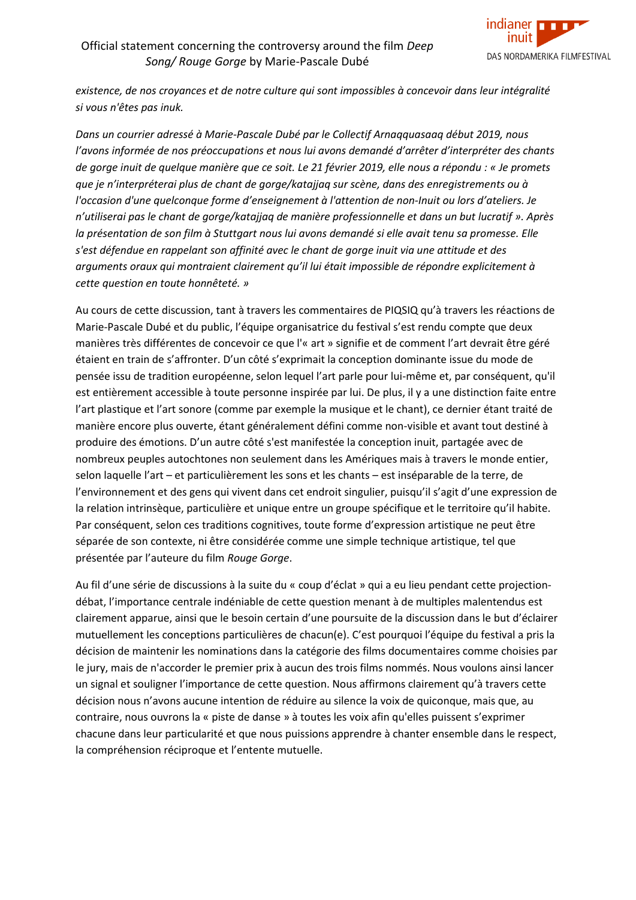*existence, de nos croyances et de notre culture qui sont impossibles à concevoir dans leur intégralité si vous n'êtes pas inuk.*

*Dans un courrier adressé à Marie-Pascale Dubé par le Collectif Arnaqquasaaq début 2019, nous l'avons informée de nos préoccupations et nous lui avons demandé d'arrêter d'interpréter des chants de gorge inuit de quelque manière que ce soit. Le 21 février 2019, elle nous a répondu : « Je promets que je n'interpréterai plus de chant de gorge/katajjaq sur scène, dans des enregistrements ou à l'occasion d'une quelconque forme d'enseignement à l'attention de non-Inuit ou lors d'ateliers. Je n'utiliserai pas le chant de gorge/katajjaq de manière professionnelle et dans un but lucratif ». Après la présentation de son film à Stuttgart nous lui avons demandé si elle avait tenu sa promesse. Elle s'est défendue en rappelant son affinité avec le chant de gorge inuit via une attitude et des arguments oraux qui montraient clairement qu'il lui était impossible de répondre explicitement à cette question en toute honnêteté. »*

Au cours de cette discussion, tant à travers les commentaires de PIQSIQ qu'à travers les réactions de Marie-Pascale Dubé et du public, l'équipe organisatrice du festival s'est rendu compte que deux manières très différentes de concevoir ce que l'« art » signifie et de comment l'art devrait être géré étaient en train de s'affronter. D'un côté s'exprimait la conception dominante issue du mode de pensée issu de tradition européenne, selon lequel l'art parle pour lui-même et, par conséquent, qu'il est entièrement accessible à toute personne inspirée par lui. De plus, il y a une distinction faite entre l'art plastique et l'art sonore (comme par exemple la musique et le chant), ce dernier étant traité de manière encore plus ouverte, étant généralement défini comme non-visible et avant tout destiné à produire des émotions. D'un autre côté s'est manifestée la conception inuit, partagée avec de nombreux peuples autochtones non seulement dans les Amériques mais à travers le monde entier, selon laquelle l'art – et particulièrement les sons et les chants – est inséparable de la terre, de l'environnement et des gens qui vivent dans cet endroit singulier, puisqu'il s'agit d'une expression de la relation intrinsèque, particulière et unique entre un groupe spécifique et le territoire qu'il habite. Par conséquent, selon ces traditions cognitives, toute forme d'expression artistique ne peut être séparée de son contexte, ni être considérée comme une simple technique artistique, tel que présentée par l'auteure du film *Rouge Gorge*.

Au fil d'une série de discussions à la suite du « coup d'éclat » qui a eu lieu pendant cette projection-débat, l'importance centrale indéniable de cette question menant à de multiples malentendus est clairement apparue, ainsi que le besoin certain d'une poursuite de la discussion dans le but d'éclairer mutuellement les conceptions particulières de chacun(e). C'est pourquoi l'équipe du festival a pris la décision de maintenir les nominations dans la catégorie des films documentaires comme choisies par le jury, mais de n'accorder le premier prix à aucun des trois films nommés. Nous voulons ainsi lancer un signal et souligner l'importance de cette question. Nous affirmons clairement qu'à travers cette décision nous n'avons aucune intention de réduire au silence la voix de quiconque, mais que, au contraire, nous ouvrons la « piste de danse » à toutes les voix afin qu'elles puissent s'exprimer chacune dans leur particularité et que nous puissions apprendre à chanter ensemble dans le respect, la compréhension réciproque et l'entente mutuelle.